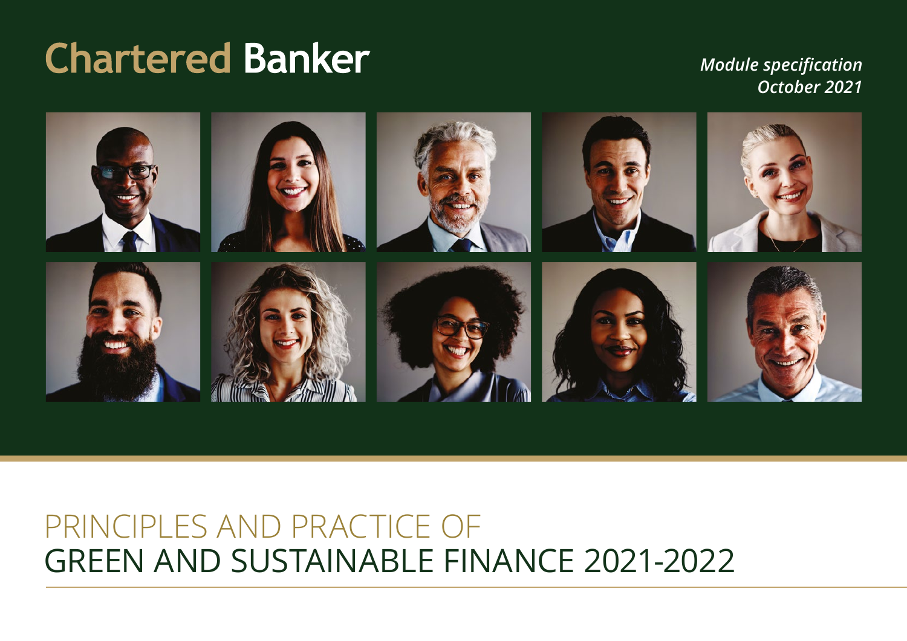Chartered Banker

*Module specification*
*October 2021*

# PRINCIPLES AND PRACTICE OF GREEN AND SUSTAINABLE FINANCE 2021-2022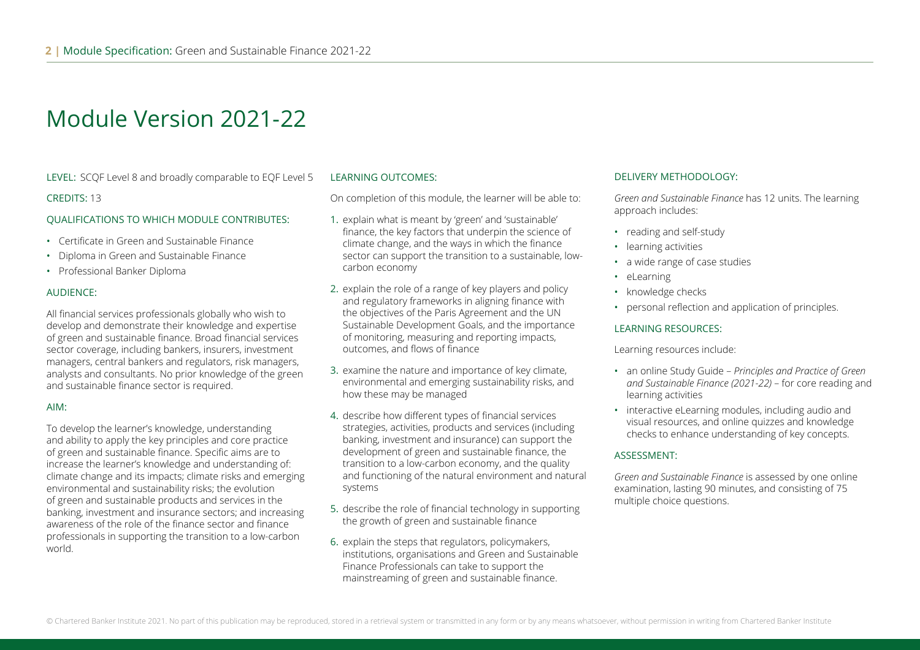# Module Version 2021-22

LEVEL: SCQF Level 8 and broadly comparable to EQF Level 5

CREDITS: 13

QUALIFICATIONS TO WHICH MODULE CONTRIBUTES:

- Certificate in Green and Sustainable Finance
- Diploma in Green and Sustainable Finance
- Professional Banker Diploma

AUDIENCE:

All financial services professionals globally who wish to develop and demonstrate their knowledge and expertise of green and sustainable finance. Broad financial services sector coverage, including bankers, insurers, investment managers, central bankers and regulators, risk managers, analysts and consultants. No prior knowledge of the green and sustainable finance sector is required.

AIM:

To develop the learner's knowledge, understanding and ability to apply the key principles and core practice of green and sustainable finance. Specific aims are to increase the learner's knowledge and understanding of: climate change and its impacts; climate risks and emerging environmental and sustainability risks; the evolution of green and sustainable products and services in the banking, investment and insurance sectors; and increasing awareness of the role of the finance sector and finance professionals in supporting the transition to a low-carbon world.

LEARNING OUTCOMES:

On completion of this module, the learner will be able to:

1. explain what is meant by 'green' and 'sustainable' finance, the key factors that underpin the science of climate change, and the ways in which the finance sector can support the transition to a sustainable, low-carbon economy
2. explain the role of a range of key players and policy and regulatory frameworks in aligning finance with the objectives of the Paris Agreement and the UN Sustainable Development Goals, and the importance of monitoring, measuring and reporting impacts, outcomes, and flows of finance
3. examine the nature and importance of key climate, environmental and emerging sustainability risks, and how these may be managed
4. describe how different types of financial services strategies, activities, products and services (including banking, investment and insurance) can support the development of green and sustainable finance, the transition to a low-carbon economy, and the quality and functioning of the natural environment and natural systems
5. describe the role of financial technology in supporting the growth of green and sustainable finance
6. explain the steps that regulators, policymakers, institutions, organisations and Green and Sustainable Finance Professionals can take to support the mainstreaming of green and sustainable finance.

DELIVERY METHODOLOGY:

*Green and Sustainable Finance* has 12 units. The learning approach includes:

- reading and self-study
- learning activities
- a wide range of case studies
- eLearning
- knowledge checks
- personal reflection and application of principles.

LEARNING RESOURCES:

Learning resources include:

- an online Study Guide – *Principles and Practice of Green and Sustainable Finance (2021-22)* – for core reading and learning activities
- interactive eLearning modules, including audio and visual resources, and online quizzes and knowledge checks to enhance understanding of key concepts.

ASSESSMENT:

*Green and Sustainable Finance* is assessed by one online examination, lasting 90 minutes, and consisting of 75 multiple choice questions.

© Chartered Banker Institute 2021. No part of this publication may be reproduced, stored in a retrieval system or transmitted in any form or by any means whatsoever, without permission in writing from Chartered Banker Institute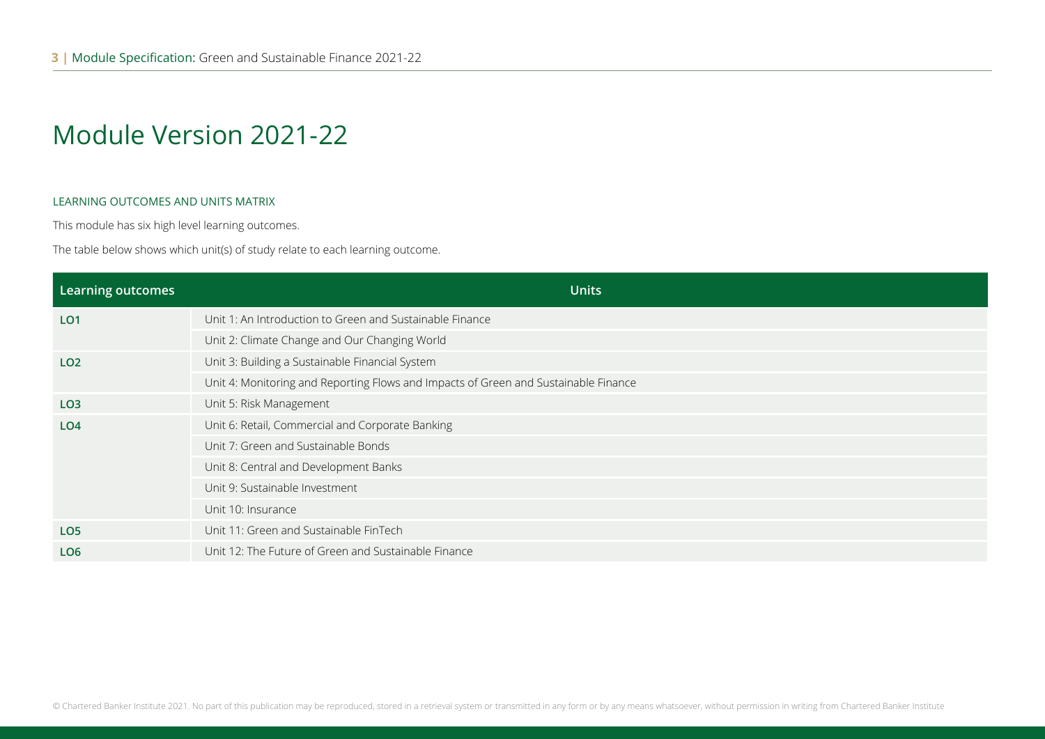# Module Version 2021-22

LEARNING OUTCOMES AND UNITS MATRIX

This module has six high level learning outcomes.

The table below shows which unit(s) of study relate to each learning outcome.

| Learning outcomes | Units |
|---|---|
| LO1 | Unit 1: An Introduction to Green and Sustainable Finance |
| | Unit 2: Climate Change and Our Changing World |
| LO2 | Unit 3: Building a Sustainable Financial System |
| | Unit 4: Monitoring and Reporting Flows and Impacts of Green and Sustainable Finance |
| LO3 | Unit 5: Risk Management |
| LO4 | Unit 6: Retail, Commercial and Corporate Banking |
| | Unit 7: Green and Sustainable Bonds |
| | Unit 8: Central and Development Banks |
| | Unit 9: Sustainable Investment |
| | Unit 10: Insurance |
| LO5 | Unit 11: Green and Sustainable FinTech |
| LO6 | Unit 12: The Future of Green and Sustainable Finance |

© Chartered Banker Institute 2021. No part of this publication may be reproduced, stored in a retrieval system or transmitted in any form or by any means whatsoever, without permission in writing from Chartered Banker Institute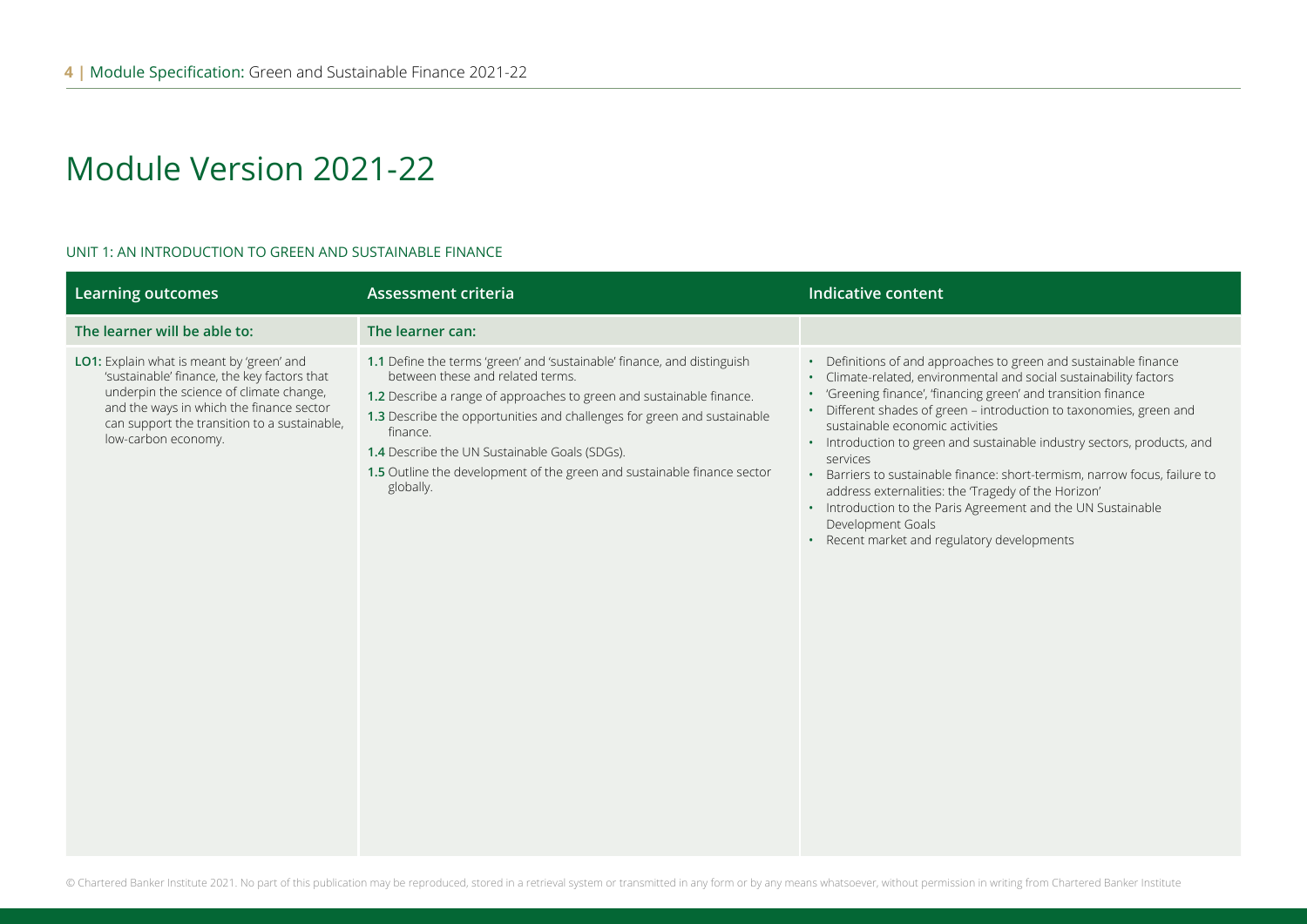# Module Version 2021-22

## UNIT 1: AN INTRODUCTION TO GREEN AND SUSTAINABLE FINANCE

| Learning outcomes | Assessment criteria | Indicative content |
|---|---|---|
| **The learner will be able to:** | **The learner can:** | |
| **LO1:** Explain what is meant by 'green' and 'sustainable' finance, the key factors that underpin the science of climate change, and the ways in which the finance sector can support the transition to a sustainable, low-carbon economy. | **1.1** Define the terms 'green' and 'sustainable' finance, and distinguish between these and related terms.<br>**1.2** Describe a range of approaches to green and sustainable finance.<br>**1.3** Describe the opportunities and challenges for green and sustainable finance.<br>**1.4** Describe the UN Sustainable Goals (SDGs).<br>**1.5** Outline the development of the green and sustainable finance sector globally. | • Definitions of and approaches to green and sustainable finance<br>• Climate-related, environmental and social sustainability factors<br>• 'Greening finance', 'financing green' and transition finance<br>• Different shades of green – introduction to taxonomies, green and sustainable economic activities<br>• Introduction to green and sustainable industry sectors, products, and services<br>• Barriers to sustainable finance: short-termism, narrow focus, failure to address externalities: the 'Tragedy of the Horizon'<br>• Introduction to the Paris Agreement and the UN Sustainable Development Goals<br>• Recent market and regulatory developments |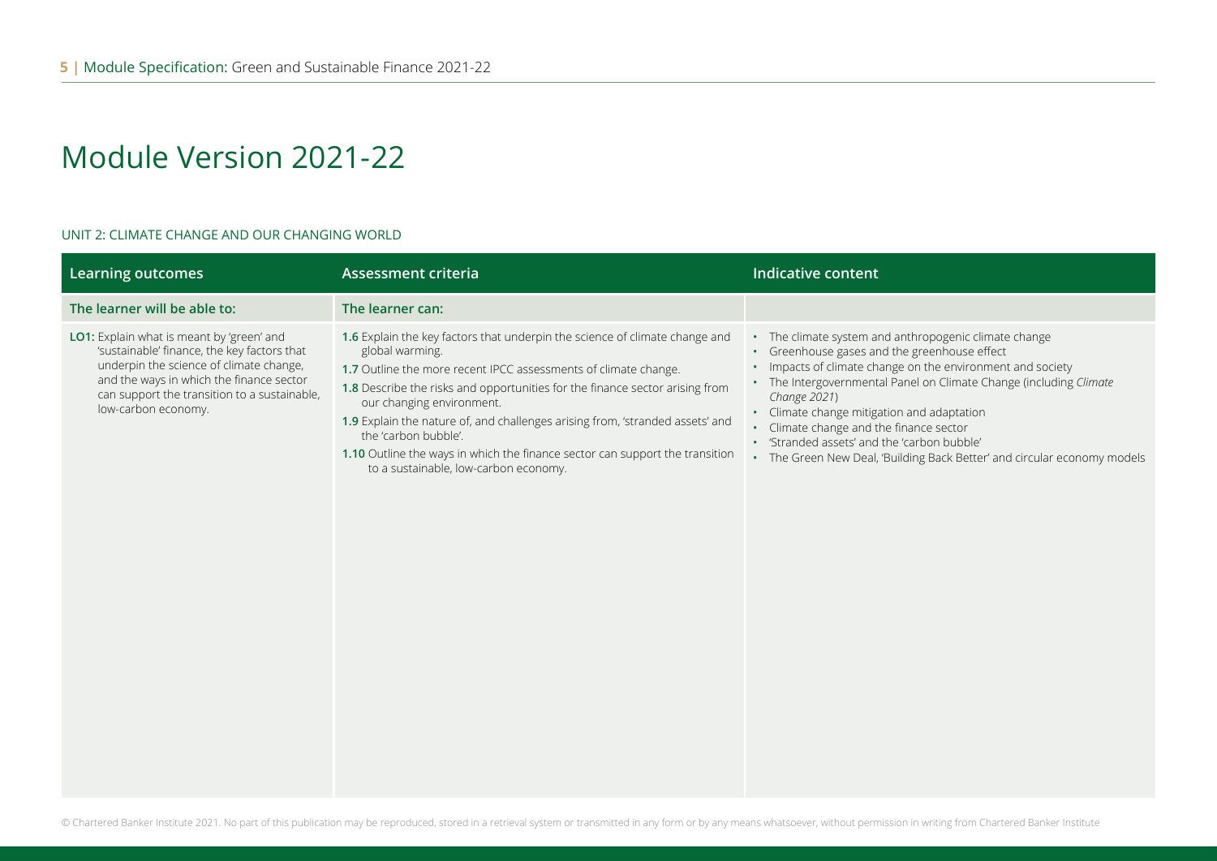# Module Version 2021-22

UNIT 2: CLIMATE CHANGE AND OUR CHANGING WORLD

| Learning outcomes | Assessment criteria | Indicative content |
|---|---|---|
| **The learner will be able to:** | **The learner can:** | |
| **LO1:** Explain what is meant by 'green' and 'sustainable' finance, the key factors that underpin the science of climate change, and the ways in which the finance sector can support the transition to a sustainable, low-carbon economy. | **1.6** Explain the key factors that underpin the science of climate change and global warming.<br>**1.7** Outline the more recent IPCC assessments of climate change.<br>**1.8** Describe the risks and opportunities for the finance sector arising from our changing environment.<br>**1.9** Explain the nature of, and challenges arising from, 'stranded assets' and the 'carbon bubble'.<br>**1.10** Outline the ways in which the finance sector can support the transition to a sustainable, low-carbon economy. | • The climate system and anthropogenic climate change<br>• Greenhouse gases and the greenhouse effect<br>• Impacts of climate change on the environment and society<br>• The Intergovernmental Panel on Climate Change (including *Climate Change 2021*)<br>• Climate change mitigation and adaptation<br>• Climate change and the finance sector<br>• 'Stranded assets' and the 'carbon bubble'<br>• The Green New Deal, 'Building Back Better' and circular economy models |

© Chartered Banker Institute 2021. No part of this publication may be reproduced, stored in a retrieval system or transmitted in any form or by any means whatsoever, without permission in writing from Chartered Banker Institute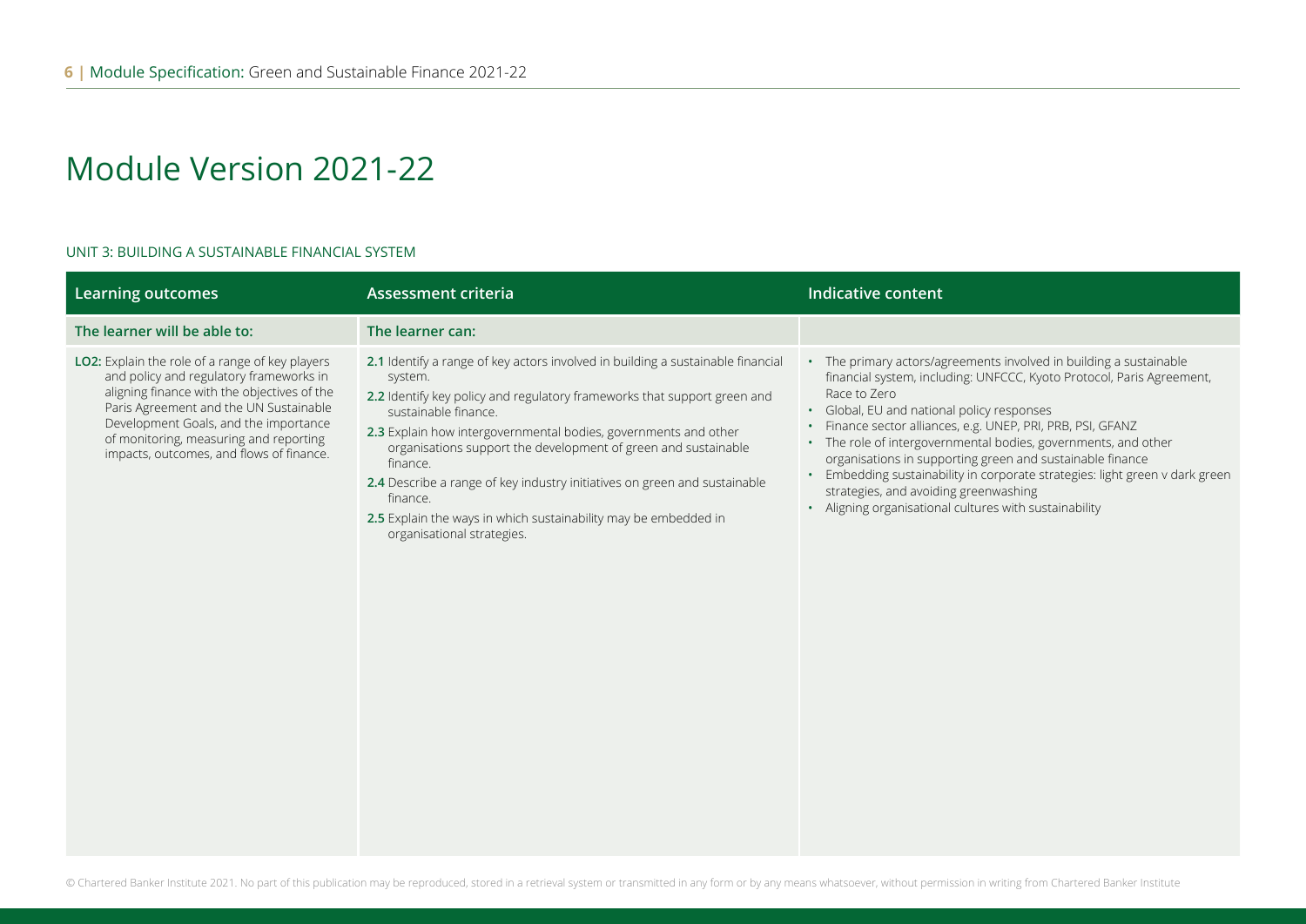# Module Version 2021-22

UNIT 3: BUILDING A SUSTAINABLE FINANCIAL SYSTEM

| Learning outcomes | Assessment criteria | Indicative content |
|---|---|---|
| **The learner will be able to:** | **The learner can:** | |
| **LO2:** Explain the role of a range of key players and policy and regulatory frameworks in aligning finance with the objectives of the Paris Agreement and the UN Sustainable Development Goals, and the importance of monitoring, measuring and reporting impacts, outcomes, and flows of finance. | **2.1** Identify a range of key actors involved in building a sustainable financial system.<br>**2.2** Identify key policy and regulatory frameworks that support green and sustainable finance.<br>**2.3** Explain how intergovernmental bodies, governments and other organisations support the development of green and sustainable finance.<br>**2.4** Describe a range of key industry initiatives on green and sustainable finance.<br>**2.5** Explain the ways in which sustainability may be embedded in organisational strategies. | • The primary actors/agreements involved in building a sustainable financial system, including: UNFCCC, Kyoto Protocol, Paris Agreement, Race to Zero<br>• Global, EU and national policy responses<br>• Finance sector alliances, e.g. UNEP, PRI, PRB, PSI, GFANZ<br>• The role of intergovernmental bodies, governments, and other organisations in supporting green and sustainable finance<br>• Embedding sustainability in corporate strategies: light green v dark green strategies, and avoiding greenwashing<br>• Aligning organisational cultures with sustainability |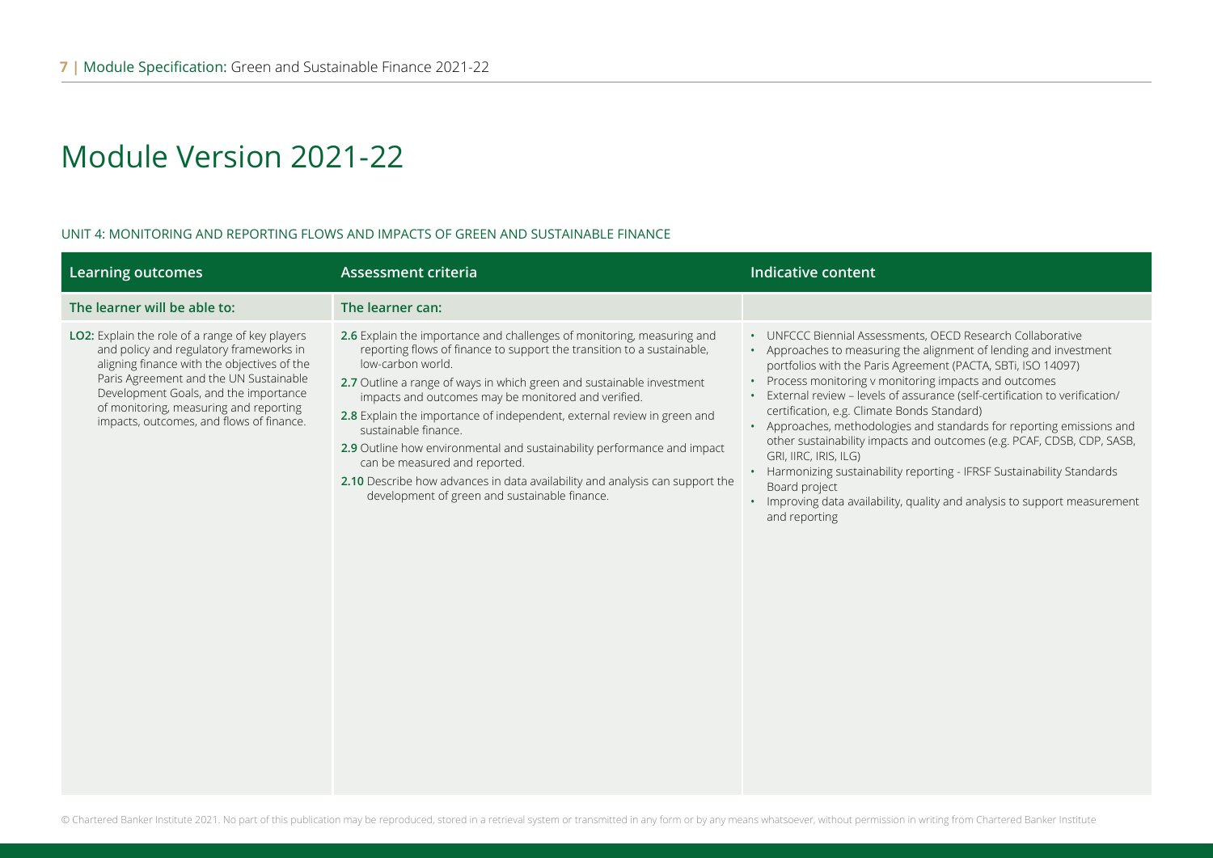# Module Version 2021-22

UNIT 4: MONITORING AND REPORTING FLOWS AND IMPACTS OF GREEN AND SUSTAINABLE FINANCE

| Learning outcomes | Assessment criteria | Indicative content |
|---|---|---|
| **The learner will be able to:** | **The learner can:** | |
| **LO2:** Explain the role of a range of key players and policy and regulatory frameworks in aligning finance with the objectives of the Paris Agreement and the UN Sustainable Development Goals, and the importance of monitoring, measuring and reporting impacts, outcomes, and flows of finance. | **2.6** Explain the importance and challenges of monitoring, measuring and reporting flows of finance to support the transition to a sustainable, low-carbon world.<br>**2.7** Outline a range of ways in which green and sustainable investment impacts and outcomes may be monitored and verified.<br>**2.8** Explain the importance of independent, external review in green and sustainable finance.<br>**2.9** Outline how environmental and sustainability performance and impact can be measured and reported.<br>**2.10** Describe how advances in data availability and analysis can support the development of green and sustainable finance. | • UNFCCC Biennial Assessments, OECD Research Collaborative<br>• Approaches to measuring the alignment of lending and investment portfolios with the Paris Agreement (PACTA, SBTi, ISO 14097)<br>• Process monitoring v monitoring impacts and outcomes<br>• External review – levels of assurance (self-certification to verification/ certification, e.g. Climate Bonds Standard)<br>• Approaches, methodologies and standards for reporting emissions and other sustainability impacts and outcomes (e.g. PCAF, CDSB, CDP, SASB, GRI, IIRC, IRIS, ILG)<br>• Harmonizing sustainability reporting - IFRSF Sustainability Standards Board project<br>• Improving data availability, quality and analysis to support measurement and reporting |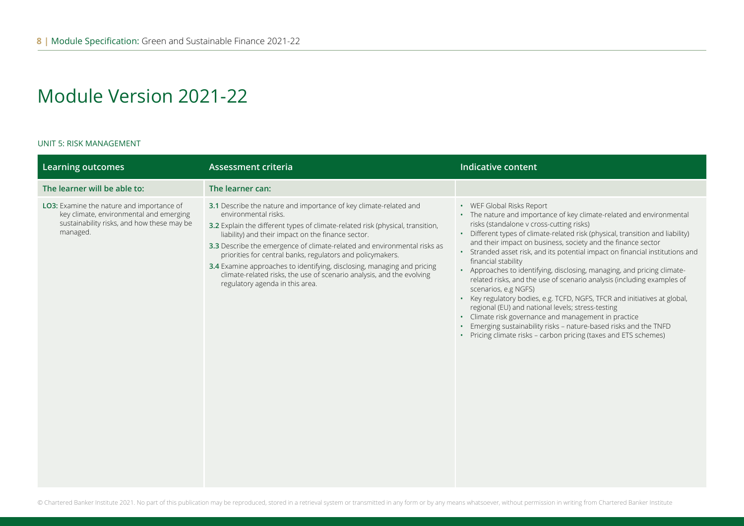# Module Version 2021-22

UNIT 5: RISK MANAGEMENT

| Learning outcomes | Assessment criteria | Indicative content |
|---|---|---|
| **The learner will be able to:** | **The learner can:** | |
| **LO3:** Examine the nature and importance of key climate, environmental and emerging sustainability risks, and how these may be managed. | **3.1** Describe the nature and importance of key climate-related and environmental risks.<br>**3.2** Explain the different types of climate-related risk (physical, transition, liability) and their impact on the finance sector.<br>**3.3** Describe the emergence of climate-related and environmental risks as priorities for central banks, regulators and policymakers.<br>**3.4** Examine approaches to identifying, disclosing, managing and pricing climate-related risks, the use of scenario analysis, and the evolving regulatory agenda in this area. | • WEF Global Risks Report<br>• The nature and importance of key climate-related and environmental risks (standalone v cross-cutting risks)<br>• Different types of climate-related risk (physical, transition and liability) and their impact on business, society and the finance sector<br>• Stranded asset risk, and its potential impact on financial institutions and financial stability<br>• Approaches to identifying, disclosing, managing, and pricing climate-related risks, and the use of scenario analysis (including examples of scenarios, e.g NGFS)<br>• Key regulatory bodies, e.g. TCFD, NGFS, TFCR and initiatives at global, regional (EU) and national levels; stress-testing<br>• Climate risk governance and management in practice<br>• Emerging sustainability risks – nature-based risks and the TNFD<br>• Pricing climate risks – carbon pricing (taxes and ETS schemes) |

© Chartered Banker Institute 2021. No part of this publication may be reproduced, stored in a retrieval system or transmitted in any form or by any means whatsoever, without permission in writing from Chartered Banker Institute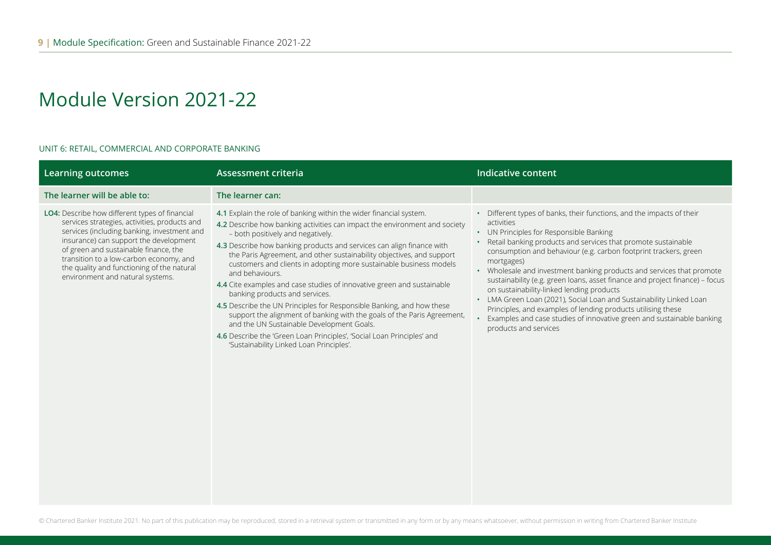# Module Version 2021-22

UNIT 6: RETAIL, COMMERCIAL AND CORPORATE BANKING

| Learning outcomes | Assessment criteria | Indicative content |
|---|---|---|
| **The learner will be able to:** | **The learner can:** | |
| **LO4:** Describe how different types of financial services strategies, activities, products and services (including banking, investment and insurance) can support the development of green and sustainable finance, the transition to a low-carbon economy, and the quality and functioning of the natural environment and natural systems. | **4.1** Explain the role of banking within the wider financial system.<br>**4.2** Describe how banking activities can impact the environment and society – both positively and negatively.<br>**4.3** Describe how banking products and services can align finance with the Paris Agreement, and other sustainability objectives, and support customers and clients in adopting more sustainable business models and behaviours.<br>**4.4** Cite examples and case studies of innovative green and sustainable banking products and services.<br>**4.5** Describe the UN Principles for Responsible Banking, and how these support the alignment of banking with the goals of the Paris Agreement, and the UN Sustainable Development Goals.<br>**4.6** Describe the 'Green Loan Principles', 'Social Loan Principles' and 'Sustainability Linked Loan Principles'. | • Different types of banks, their functions, and the impacts of their activities<br>• UN Principles for Responsible Banking<br>• Retail banking products and services that promote sustainable consumption and behaviour (e.g. carbon footprint trackers, green mortgages)<br>• Wholesale and investment banking products and services that promote sustainability (e.g. green loans, asset finance and project finance) – focus on sustainability-linked lending products<br>• LMA Green Loan (2021), Social Loan and Sustainability Linked Loan Principles, and examples of lending products utilising these<br>• Examples and case studies of innovative green and sustainable banking products and services |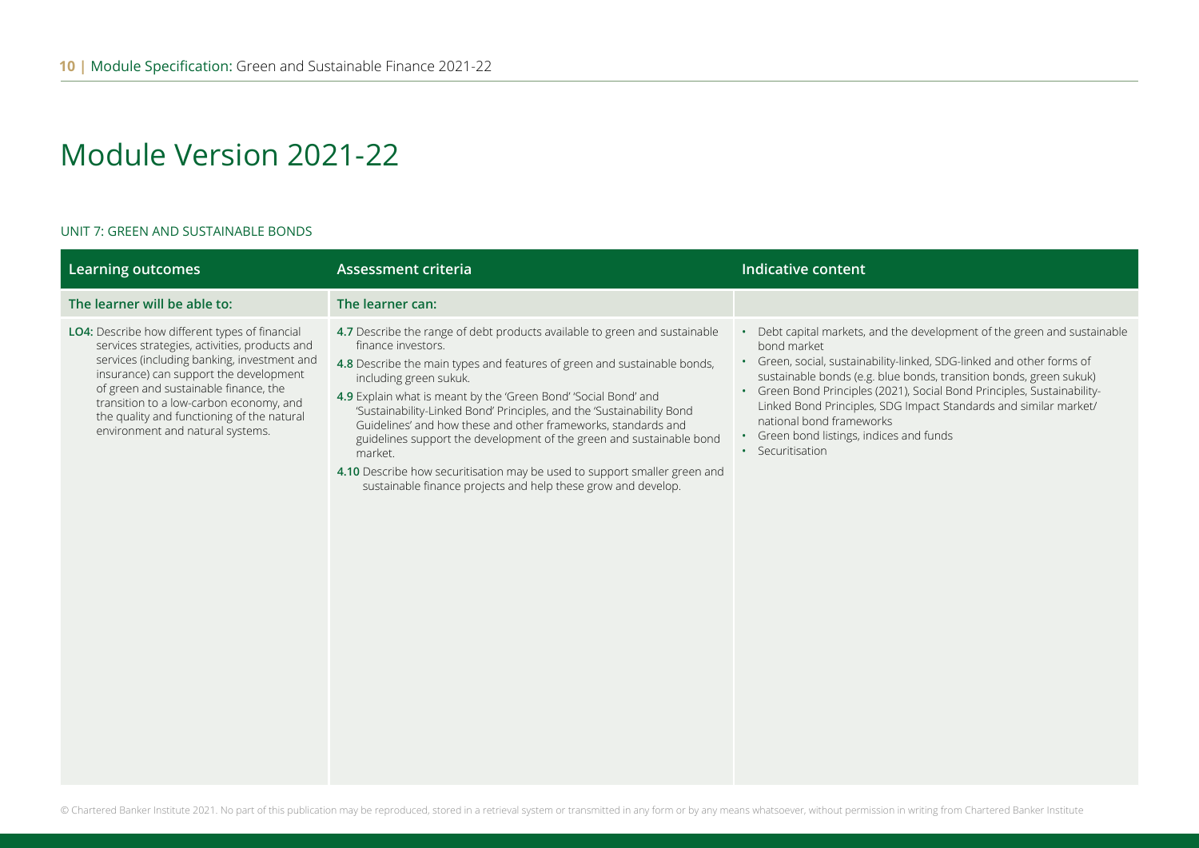# Module Version 2021-22

UNIT 7: GREEN AND SUSTAINABLE BONDS

| Learning outcomes | Assessment criteria | Indicative content |
|---|---|---|
| **The learner will be able to:** | **The learner can:** | |
| **LO4:** Describe how different types of financial services strategies, activities, products and services (including banking, investment and insurance) can support the development of green and sustainable finance, the transition to a low-carbon economy, and the quality and functioning of the natural environment and natural systems. | **4.7** Describe the range of debt products available to green and sustainable finance investors.<br>**4.8** Describe the main types and features of green and sustainable bonds, including green sukuk.<br>**4.9** Explain what is meant by the 'Green Bond' 'Social Bond' and 'Sustainability-Linked Bond' Principles, and the 'Sustainability Bond Guidelines' and how these and other frameworks, standards and guidelines support the development of the green and sustainable bond market.<br>**4.10** Describe how securitisation may be used to support smaller green and sustainable finance projects and help these grow and develop. | • Debt capital markets, and the development of the green and sustainable bond market<br>• Green, social, sustainability-linked, SDG-linked and other forms of sustainable bonds (e.g. blue bonds, transition bonds, green sukuk)<br>• Green Bond Principles (2021), Social Bond Principles, Sustainability-Linked Bond Principles, SDG Impact Standards and similar market/national bond frameworks<br>• Green bond listings, indices and funds<br>• Securitisation |

© Chartered Banker Institute 2021. No part of this publication may be reproduced, stored in a retrieval system or transmitted in any form or by any means whatsoever, without permission in writing from Chartered Banker Institute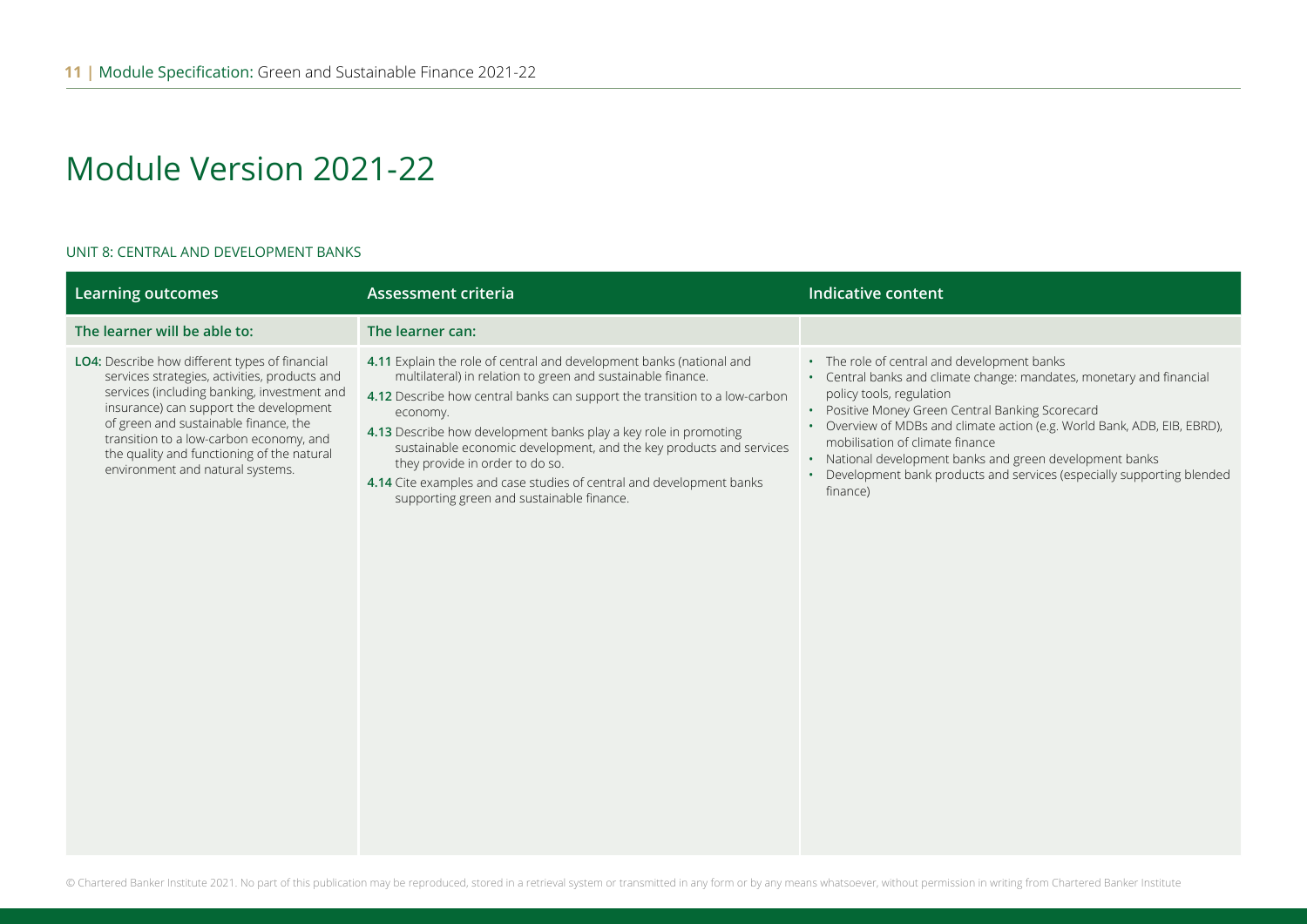# Module Version 2021-22

UNIT 8: CENTRAL AND DEVELOPMENT BANKS

| Learning outcomes | Assessment criteria | Indicative content |
|---|---|---|
| **The learner will be able to:** | **The learner can:** | |
| **LO4:** Describe how different types of financial services strategies, activities, products and services (including banking, investment and insurance) can support the development of green and sustainable finance, the transition to a low-carbon economy, and the quality and functioning of the natural environment and natural systems. | **4.11** Explain the role of central and development banks (national and multilateral) in relation to green and sustainable finance.<br>**4.12** Describe how central banks can support the transition to a low-carbon economy.<br>**4.13** Describe how development banks play a key role in promoting sustainable economic development, and the key products and services they provide in order to do so.<br>**4.14** Cite examples and case studies of central and development banks supporting green and sustainable finance. | • The role of central and development banks<br>• Central banks and climate change: mandates, monetary and financial policy tools, regulation<br>• Positive Money Green Central Banking Scorecard<br>• Overview of MDBs and climate action (e.g. World Bank, ADB, EIB, EBRD), mobilisation of climate finance<br>• National development banks and green development banks<br>• Development bank products and services (especially supporting blended finance) |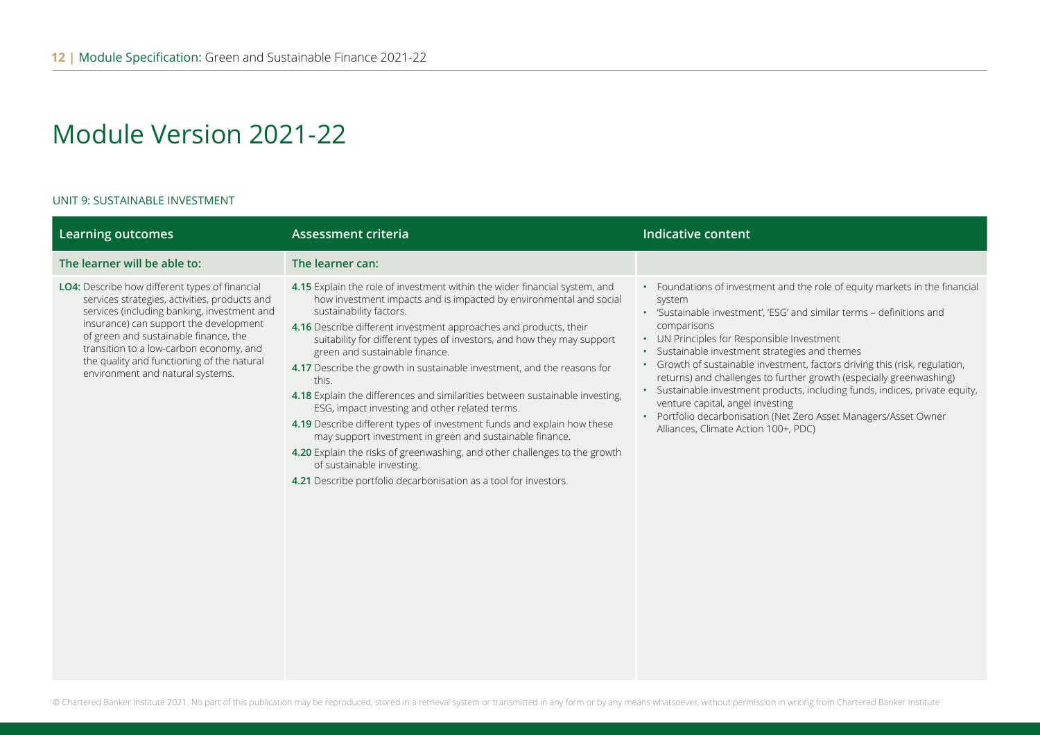# Module Version 2021-22

UNIT 9: SUSTAINABLE INVESTMENT

| Learning outcomes | Assessment criteria | Indicative content |
|---|---|---|
| **The learner will be able to:** | **The learner can:** | |
| **LO4:** Describe how different types of financial services strategies, activities, products and services (including banking, investment and insurance) can support the development of green and sustainable finance, the transition to a low-carbon economy, and the quality and functioning of the natural environment and natural systems. | **4.15** Explain the role of investment within the wider financial system, and how investment impacts and is impacted by environmental and social sustainability factors.<br>**4.16** Describe different investment approaches and products, their suitability for different types of investors, and how they may support green and sustainable finance.<br>**4.17** Describe the growth in sustainable investment, and the reasons for this.<br>**4.18** Explain the differences and similarities between sustainable investing, ESG, impact investing and other related terms.<br>**4.19** Describe different types of investment funds and explain how these may support investment in green and sustainable finance.<br>**4.20** Explain the risks of greenwashing, and other challenges to the growth of sustainable investing.<br>**4.21** Describe portfolio decarbonisation as a tool for investors. | • Foundations of investment and the role of equity markets in the financial system<br>• 'Sustainable investment', 'ESG' and similar terms – definitions and comparisons<br>• UN Principles for Responsible Investment<br>• Sustainable investment strategies and themes<br>• Growth of sustainable investment, factors driving this (risk, regulation, returns) and challenges to further growth (especially greenwashing)<br>• Sustainable investment products, including funds, indices, private equity, venture capital, angel investing<br>• Portfolio decarbonisation (Net Zero Asset Managers/Asset Owner Alliances, Climate Action 100+, PDC) |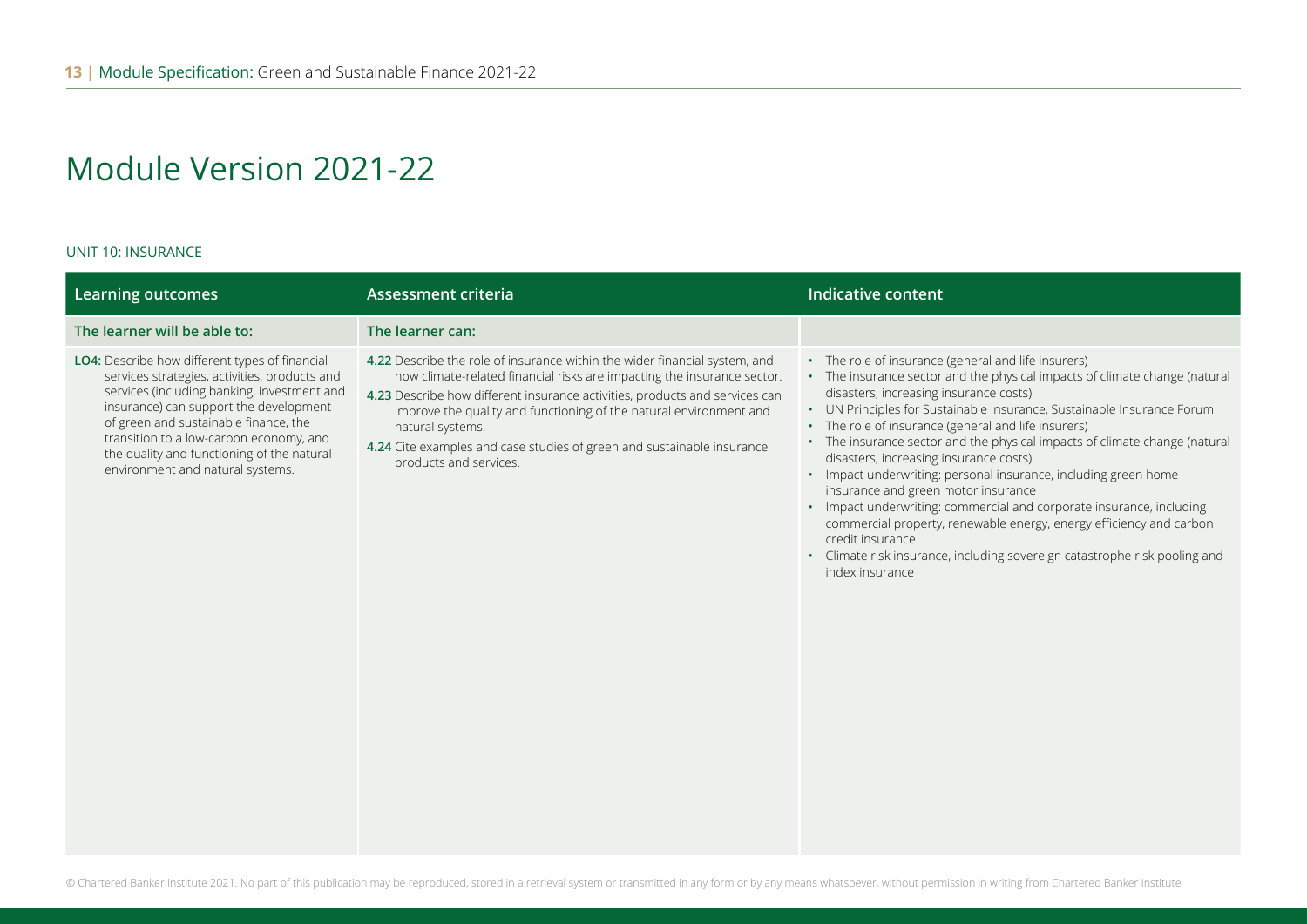# Module Version 2021-22

UNIT 10: INSURANCE

| Learning outcomes | Assessment criteria | Indicative content |
|---|---|---|
| **The learner will be able to:** | **The learner can:** | |
| **LO4:** Describe how different types of financial services strategies, activities, products and services (including banking, investment and insurance) can support the development of green and sustainable finance, the transition to a low-carbon economy, and the quality and functioning of the natural environment and natural systems. | **4.22** Describe the role of insurance within the wider financial system, and how climate-related financial risks are impacting the insurance sector.<br>**4.23** Describe how different insurance activities, products and services can improve the quality and functioning of the natural environment and natural systems.<br>**4.24** Cite examples and case studies of green and sustainable insurance products and services. | • The role of insurance (general and life insurers)<br>• The insurance sector and the physical impacts of climate change (natural disasters, increasing insurance costs)<br>• UN Principles for Sustainable Insurance, Sustainable Insurance Forum<br>• The role of insurance (general and life insurers)<br>• The insurance sector and the physical impacts of climate change (natural disasters, increasing insurance costs)<br>• Impact underwriting: personal insurance, including green home insurance and green motor insurance<br>• Impact underwriting: commercial and corporate insurance, including commercial property, renewable energy, energy efficiency and carbon credit insurance<br>• Climate risk insurance, including sovereign catastrophe risk pooling and index insurance |

© Chartered Banker Institute 2021. No part of this publication may be reproduced, stored in a retrieval system or transmitted in any form or by any means whatsoever, without permission in writing from Chartered Banker Institute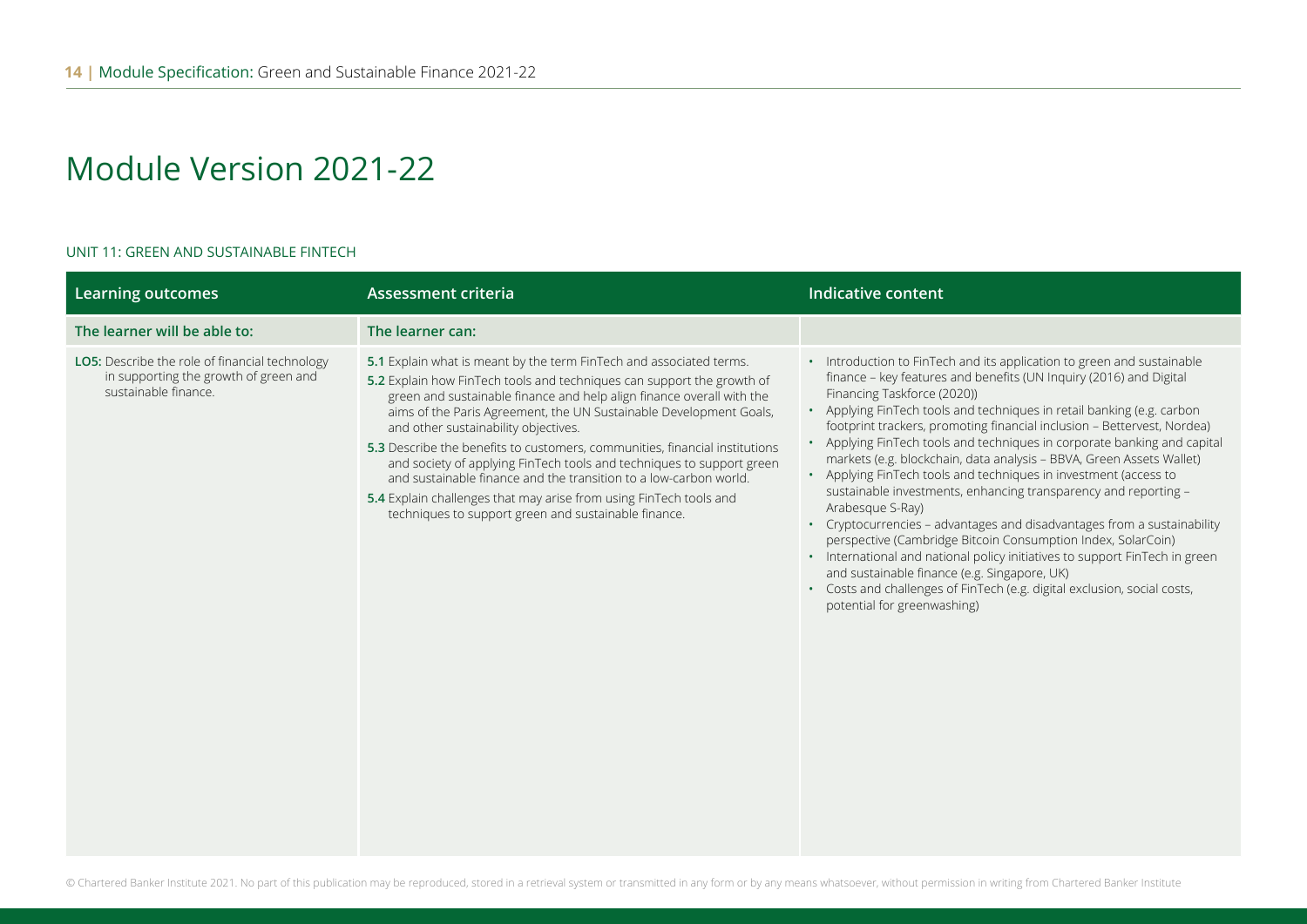# Module Version 2021-22

UNIT 11: GREEN AND SUSTAINABLE FINTECH

| Learning outcomes | Assessment criteria | Indicative content |
| --- | --- | --- |
| **The learner will be able to:** | **The learner can:** | |
| **LO5:** Describe the role of financial technology in supporting the growth of green and sustainable finance. | **5.1** Explain what is meant by the term FinTech and associated terms.<br>**5.2** Explain how FinTech tools and techniques can support the growth of green and sustainable finance and help align finance overall with the aims of the Paris Agreement, the UN Sustainable Development Goals, and other sustainability objectives.<br>**5.3** Describe the benefits to customers, communities, financial institutions and society of applying FinTech tools and techniques to support green and sustainable finance and the transition to a low-carbon world.<br>**5.4** Explain challenges that may arise from using FinTech tools and techniques to support green and sustainable finance. | • Introduction to FinTech and its application to green and sustainable finance – key features and benefits (UN Inquiry (2016) and Digital Financing Taskforce (2020))<br>• Applying FinTech tools and techniques in retail banking (e.g. carbon footprint trackers, promoting financial inclusion – Bettervest, Nordea)<br>• Applying FinTech tools and techniques in corporate banking and capital markets (e.g. blockchain, data analysis – BBVA, Green Assets Wallet)<br>• Applying FinTech tools and techniques in investment (access to sustainable investments, enhancing transparency and reporting – Arabesque S-Ray)<br>• Cryptocurrencies – advantages and disadvantages from a sustainability perspective (Cambridge Bitcoin Consumption Index, SolarCoin)<br>• International and national policy initiatives to support FinTech in green and sustainable finance (e.g. Singapore, UK)<br>• Costs and challenges of FinTech (e.g. digital exclusion, social costs, potential for greenwashing) |

© Chartered Banker Institute 2021. No part of this publication may be reproduced, stored in a retrieval system or transmitted in any form or by any means whatsoever, without permission in writing from Chartered Banker Institute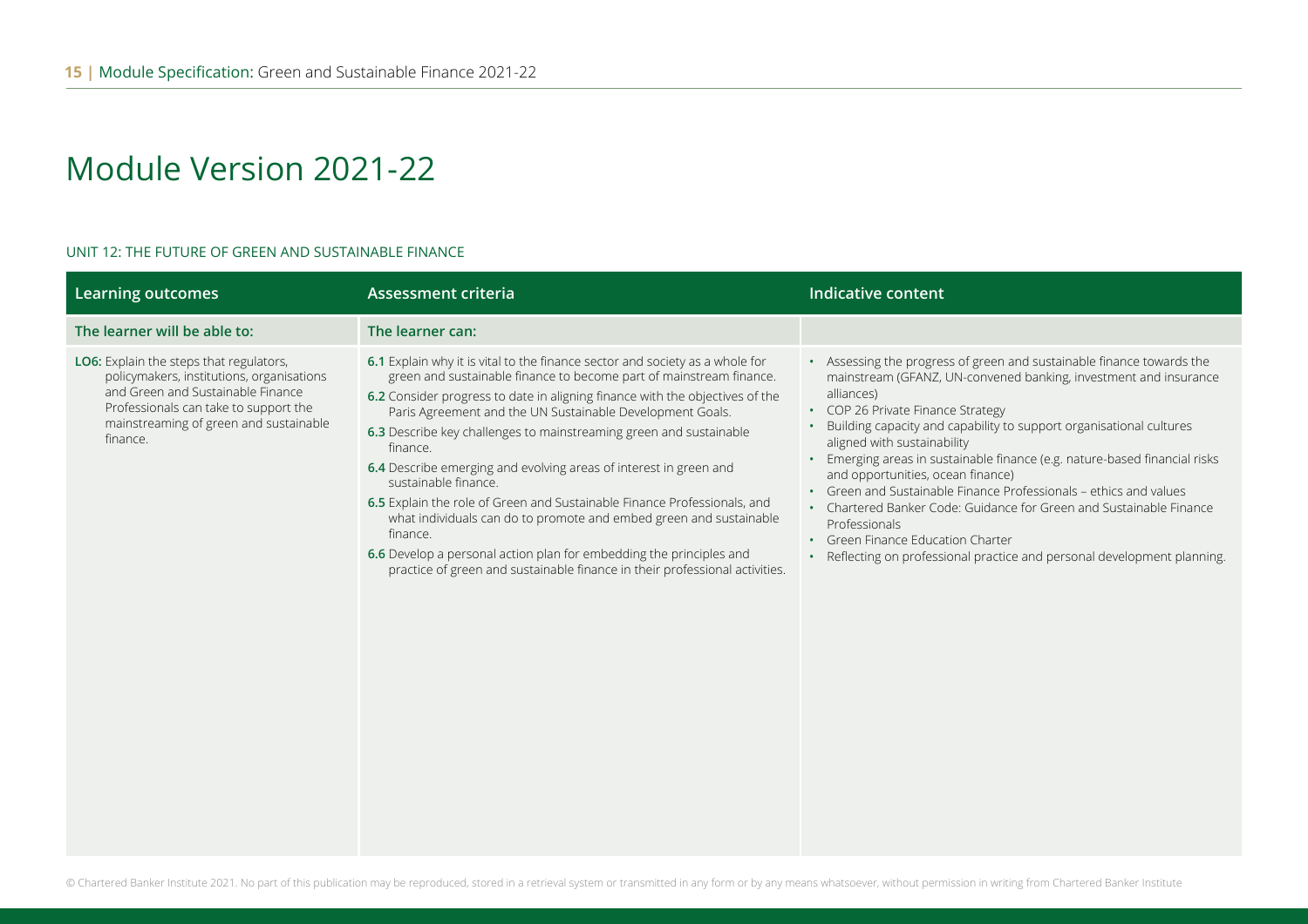# Module Version 2021-22

UNIT 12: THE FUTURE OF GREEN AND SUSTAINABLE FINANCE

| Learning outcomes | Assessment criteria | Indicative content |
| --- | --- | --- |
| **The learner will be able to:** | **The learner can:** | |
| **LO6:** Explain the steps that regulators, policymakers, institutions, organisations and Green and Sustainable Finance Professionals can take to support the mainstreaming of green and sustainable finance. | **6.1** Explain why it is vital to the finance sector and society as a whole for green and sustainable finance to become part of mainstream finance.<br>**6.2** Consider progress to date in aligning finance with the objectives of the Paris Agreement and the UN Sustainable Development Goals.<br>**6.3** Describe key challenges to mainstreaming green and sustainable finance.<br>**6.4** Describe emerging and evolving areas of interest in green and sustainable finance.<br>**6.5** Explain the role of Green and Sustainable Finance Professionals, and what individuals can do to promote and embed green and sustainable finance.<br>**6.6** Develop a personal action plan for embedding the principles and practice of green and sustainable finance in their professional activities. | • Assessing the progress of green and sustainable finance towards the mainstream (GFANZ, UN-convened banking, investment and insurance alliances)<br>• COP 26 Private Finance Strategy<br>• Building capacity and capability to support organisational cultures aligned with sustainability<br>• Emerging areas in sustainable finance (e.g. nature-based financial risks and opportunities, ocean finance)<br>• Green and Sustainable Finance Professionals – ethics and values<br>• Chartered Banker Code: Guidance for Green and Sustainable Finance Professionals<br>• Green Finance Education Charter<br>• Reflecting on professional practice and personal development planning. |

© Chartered Banker Institute 2021. No part of this publication may be reproduced, stored in a retrieval system or transmitted in any form or by any means whatsoever, without permission in writing from Chartered Banker Institute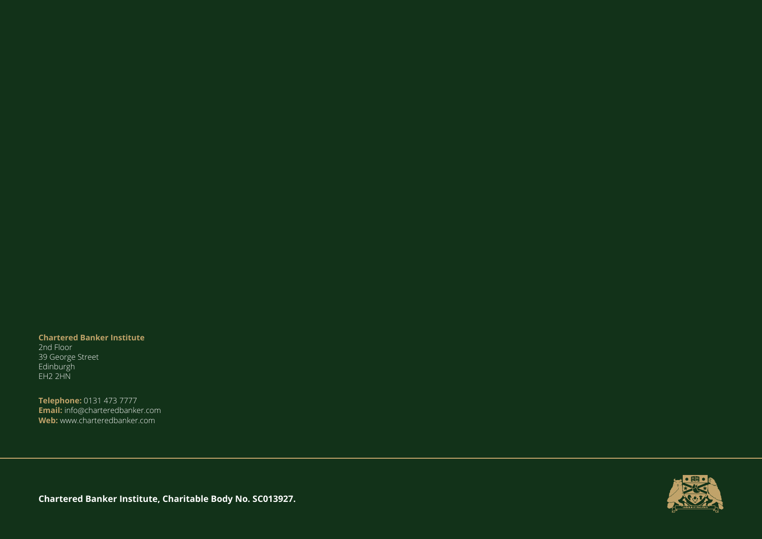**Chartered Banker Institute**
2nd Floor
39 George Street
Edinburgh
EH2 2HN

**Telephone:** 0131 473 7777
**Email:** info@charteredbanker.com
**Web:** www.charteredbanker.com

**Chartered Banker Institute, Charitable Body No. SC013927.**